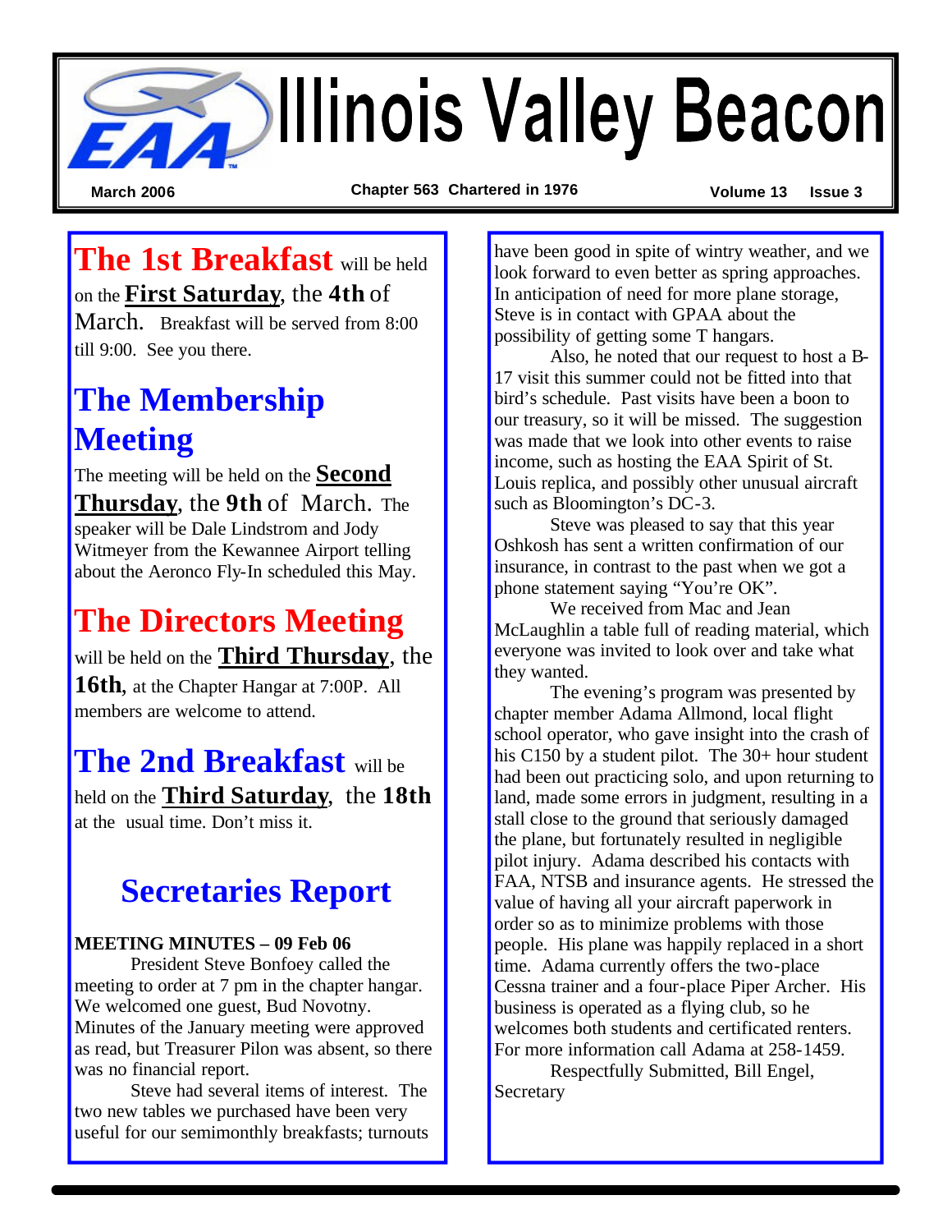# Illinois Valley Beacon

**March 2006** | **Chapter 563 Chartered in 1976** | **Volume 13 Issue 3**

## The 1st Breakfast

**The 1st Breakfast** will be held on the **First Saturday**, the **4th** of March. Breakfast will be served from 8:00 till 9:00. See you there.

## The Membership Meeting

The meeting will be held on the **Second Thursday**, the **9th** of March. The speaker will be Dale Lindstrom and Jody Witmeyer from the Kewannee Airport telling about the Aeronco Fly-In scheduled this May.

## The Directors Meeting

will be held on the **Third Thursday**, the **16th**, at the Chapter Hangar at 7:00P. All members are welcome to attend.

## The 2nd Breakfast

**The 2nd Breakfast** will be held on the **Third Saturday**, the **18th** at the usual time. Don't miss it.

## Secretaries Report

**MEETING MINUTES – 09 Feb 06**

President Steve Bonfoey called the meeting to order at 7 pm in the chapter hangar. We welcomed one guest, Bud Novotny. Minutes of the January meeting were approved as read, but Treasurer Pilon was absent, so there was no financial report.

Steve had several items of interest. The two new tables we purchased have been very useful for our semimonthly breakfasts; turnouts have been good in spite of wintry weather, and we look forward to even better as spring approaches. In anticipation of need for more plane storage, Steve is in contact with GPAA about the possibility of getting some T hangars.

Also, he noted that our request to host a B-17 visit this summer could not be fitted into that bird's schedule. Past visits have been a boon to our treasury, so it will be missed. The suggestion was made that we look into other events to raise income, such as hosting the EAA Spirit of St. Louis replica, and possibly other unusual aircraft such as Bloomington's DC-3.

Steve was pleased to say that this year Oshkosh has sent a written confirmation of our insurance, in contrast to the past when we got a phone statement saying "You're OK".

We received from Mac and Jean McLaughlin a table full of reading material, which everyone was invited to look over and take what they wanted.

The evening's program was presented by chapter member Adama Allmond, local flight school operator, who gave insight into the crash of his C150 by a student pilot. The 30+ hour student had been out practicing solo, and upon returning to land, made some errors in judgment, resulting in a stall close to the ground that seriously damaged the plane, but fortunately resulted in negligible pilot injury. Adama described his contacts with FAA, NTSB and insurance agents. He stressed the value of having all your aircraft paperwork in order so as to minimize problems with those people. His plane was happily replaced in a short time. Adama currently offers the two-place Cessna trainer and a four-place Piper Archer. His business is operated as a flying club, so he welcomes both students and certificated renters. For more information call Adama at 258-1459.

Respectfully Submitted, Bill Engel, Secretary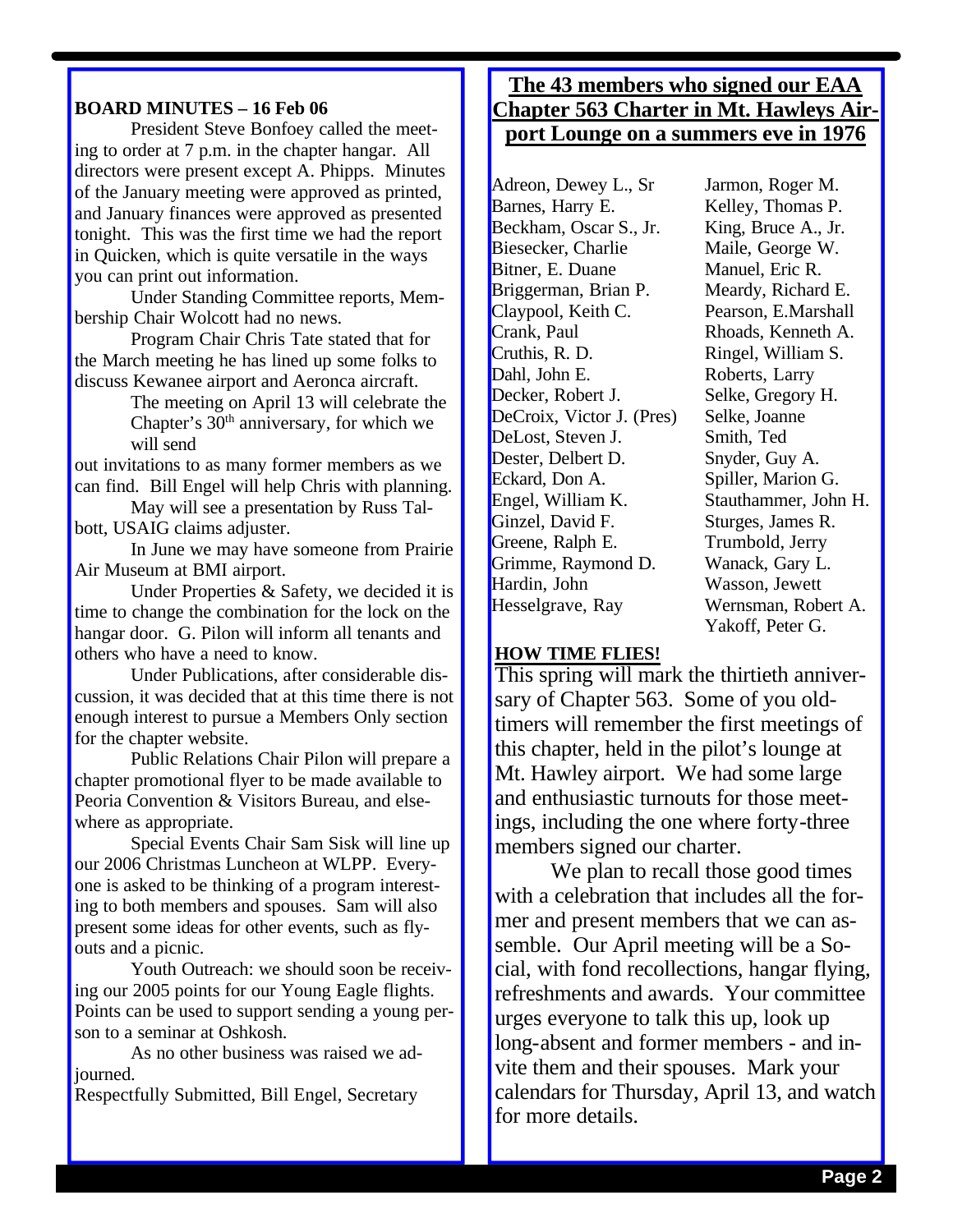## BOARD MINUTES – 16 Feb 06

President Steve Bonfoey called the meeting to order at 7 p.m. in the chapter hangar. All directors were present except A. Phipps. Minutes of the January meeting were approved as printed, and January finances were approved as presented tonight. This was the first time we had the report in Quicken, which is quite versatile in the ways you can print out information.

Under Standing Committee reports, Membership Chair Wolcott had no news.

Program Chair Chris Tate stated that for the March meeting he has lined up some folks to discuss Kewanee airport and Aeronca aircraft.

The meeting on April 13 will celebrate the Chapter's 30th anniversary, for which we will send out invitations to as many former members as we can find. Bill Engel will help Chris with planning.

May will see a presentation by Russ Talbott, USAIG claims adjuster.

In June we may have someone from Prairie Air Museum at BMI airport.

Under Properties & Safety, we decided it is time to change the combination for the lock on the hangar door. G. Pilon will inform all tenants and others who have a need to know.

Under Publications, after considerable discussion, it was decided that at this time there is not enough interest to pursue a Members Only section for the chapter website.

Public Relations Chair Pilon will prepare a chapter promotional flyer to be made available to Peoria Convention & Visitors Bureau, and elsewhere as appropriate.

Special Events Chair Sam Sisk will line up our 2006 Christmas Luncheon at WLPP. Everyone is asked to be thinking of a program interesting to both members and spouses. Sam will also present some ideas for other events, such as flyouts and a picnic.

Youth Outreach: we should soon be receiving our 2005 points for our Young Eagle flights. Points can be used to support sending a young person to a seminar at Oshkosh.

As no other business was raised we adjourned.

Respectfully Submitted, Bill Engel, Secretary

## The 43 members who signed our EAA Chapter 563 Charter in Mt. Hawleys Airport Lounge on a summers eve in 1976

| | |
|---|---|
| Adreon, Dewey L., Sr | Jarmon, Roger M. |
| Barnes, Harry E. | Kelley, Thomas P. |
| Beckham, Oscar S., Jr. | King, Bruce A., Jr. |
| Biesecker, Charlie | Maile, George W. |
| Bitner, E. Duane | Manuel, Eric R. |
| Briggerman, Brian P. | Meardy, Richard E. |
| Claypool, Keith C. | Pearson, E.Marshall |
| Crank, Paul | Rhoads, Kenneth A. |
| Cruthis, R. D. | Ringel, William S. |
| Dahl, John E. | Roberts, Larry |
| Decker, Robert J. | Selke, Gregory H. |
| DeCroix, Victor J. (Pres) | Selke, Joanne |
| DeLost, Steven J. | Smith, Ted |
| Dester, Delbert D. | Snyder, Guy A. |
| Eckard, Don A. | Spiller, Marion G. |
| Engel, William K. | Stauthammer, John H. |
| Ginzel, David F. | Sturges, James R. |
| Greene, Ralph E. | Trumbold, Jerry |
| Grimme, Raymond D. | Wanack, Gary L. |
| Hardin, John | Wasson, Jewett |
| Hesselgrave, Ray | Wernsman, Robert A. |
| | Yakoff, Peter G. |

## HOW TIME FLIES!

This spring will mark the thirtieth anniversary of Chapter 563. Some of you oldtimers will remember the first meetings of this chapter, held in the pilot's lounge at Mt. Hawley airport. We had some large and enthusiastic turnouts for those meetings, including the one where forty-three members signed our charter.

We plan to recall those good times with a celebration that includes all the former and present members that we can assemble. Our April meeting will be a Social, with fond recollections, hangar flying, refreshments and awards. Your committee urges everyone to talk this up, look up long-absent and former members - and invite them and their spouses. Mark your calendars for Thursday, April 13, and watch for more details.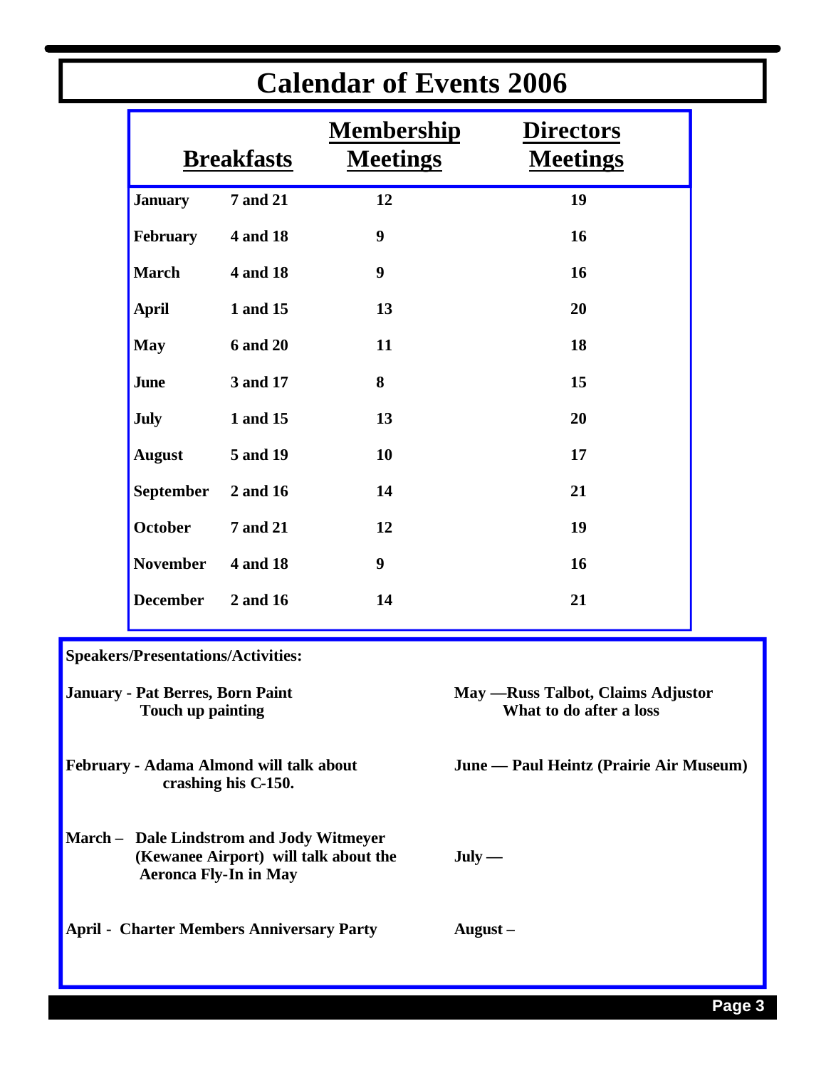# Calendar of Events 2006

| | Breakfasts | Membership Meetings | Directors Meetings |
|---|---|---|---|
| **January** | **7 and 21** | **12** | **19** |
| **February** | **4 and 18** | **9** | **16** |
| **March** | **4 and 18** | **9** | **16** |
| **April** | **1 and 15** | **13** | **20** |
| **May** | **6 and 20** | **11** | **18** |
| **June** | **3 and 17** | **8** | **15** |
| **July** | **1 and 15** | **13** | **20** |
| **August** | **5 and 19** | **10** | **17** |
| **September** | **2 and 16** | **14** | **21** |
| **October** | **7 and 21** | **12** | **19** |
| **November** | **4 and 18** | **9** | **16** |
| **December** | **2 and 16** | **14** | **21** |

**Speakers/Presentations/Activities:**

**January - Pat Berres, Born Paint**
**Touch up painting**

**February - Adama Almond will talk about crashing his C-150.**

**March – Dale Lindstrom and Jody Witmeyer (Kewanee Airport) will talk about the Aeronca Fly-In in May**

**April - Charter Members Anniversary Party**

**May —Russ Talbot, Claims Adjustor**
**What to do after a loss**

**June — Paul Heintz (Prairie Air Museum)**

**July —**

**August –**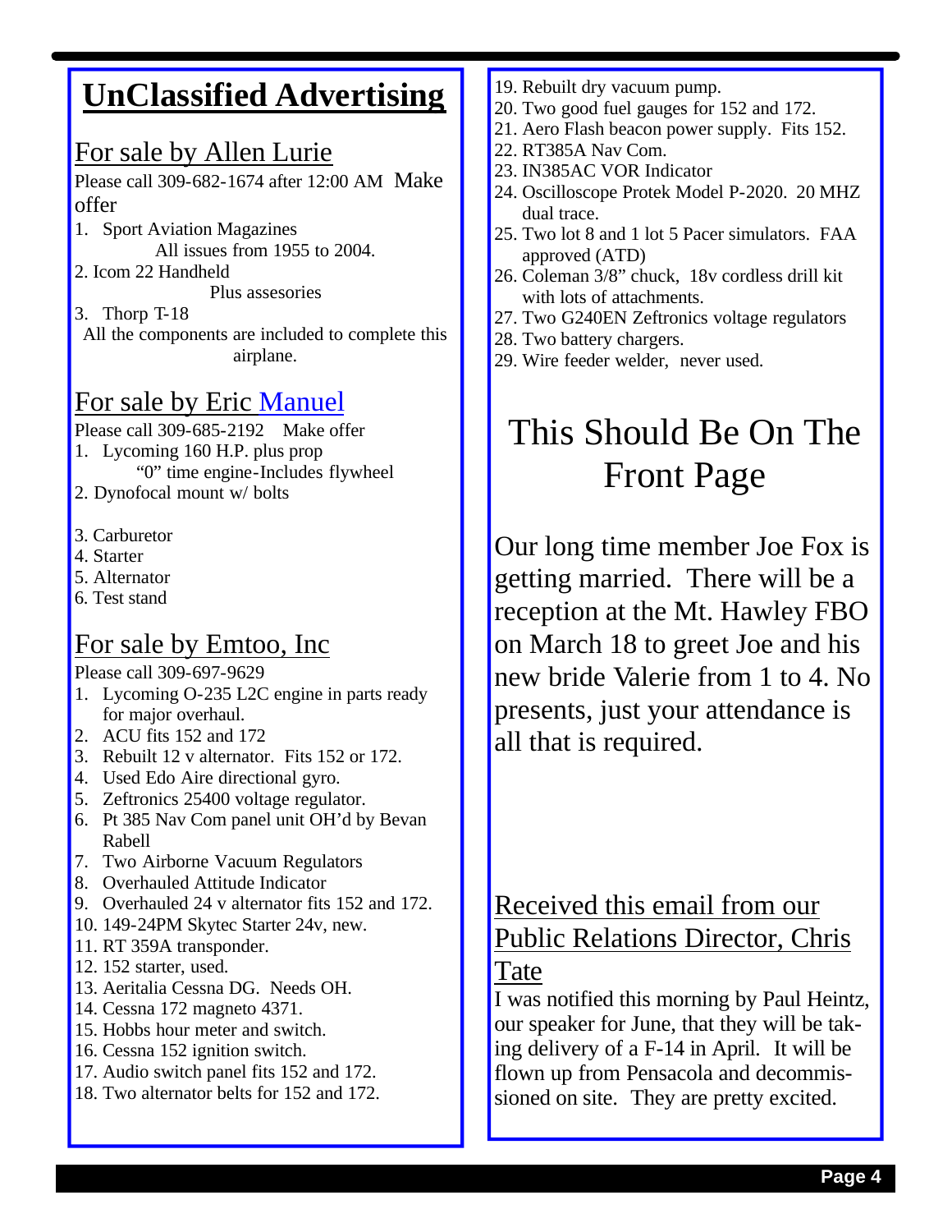# UnClassified Advertising

## For sale by Allen Lurie

Please call 309-682-1674 after 12:00 AM Make offer

1. Sport Aviation Magazines
   All issues from 1955 to 2004.
2. Icom 22 Handheld
   Plus assesories
3. Thorp T-18
   All the components are included to complete this airplane.

## For sale by Eric Manuel

Please call 309-685-2192 Make offer

1. Lycoming 160 H.P. plus prop
   "0" time engine-Includes flywheel
2. Dynofocal mount w/ bolts
3. Carburetor
4. Starter
5. Alternator
6. Test stand

## For sale by Emtoo, Inc

Please call 309-697-9629

1. Lycoming O-235 L2C engine in parts ready for major overhaul.
2. ACU fits 152 and 172
3. Rebuilt 12 v alternator. Fits 152 or 172.
4. Used Edo Aire directional gyro.
5. Zeftronics 25400 voltage regulator.
6. Pt 385 Nav Com panel unit OH'd by Bevan Rabell
7. Two Airborne Vacuum Regulators
8. Overhauled Attitude Indicator
9. Overhauled 24 v alternator fits 152 and 172.
10. 149-24PM Skytec Starter 24v, new.
11. RT 359A transponder.
12. 152 starter, used.
13. Aeritalia Cessna DG. Needs OH.
14. Cessna 172 magneto 4371.
15. Hobbs hour meter and switch.
16. Cessna 152 ignition switch.
17. Audio switch panel fits 152 and 172.
18. Two alternator belts for 152 and 172.
19. Rebuilt dry vacuum pump.
20. Two good fuel gauges for 152 and 172.
21. Aero Flash beacon power supply. Fits 152.
22. RT385A Nav Com.
23. IN385AC VOR Indicator
24. Oscilloscope Protek Model P-2020. 20 MHZ dual trace.
25. Two lot 8 and 1 lot 5 Pacer simulators. FAA approved (ATD)
26. Coleman 3/8" chuck, 18v cordless drill kit with lots of attachments.
27. Two G240EN Zeftronics voltage regulators
28. Two battery chargers.
29. Wire feeder welder, never used.

# This Should Be On The Front Page

Our long time member Joe Fox is getting married. There will be a reception at the Mt. Hawley FBO on March 18 to greet Joe and his new bride Valerie from 1 to 4. No presents, just your attendance is all that is required.

## Received this email from our Public Relations Director, Chris Tate

I was notified this morning by Paul Heintz, our speaker for June, that they will be taking delivery of a F-14 in April. It will be flown up from Pensacola and decommissioned on site. They are pretty excited.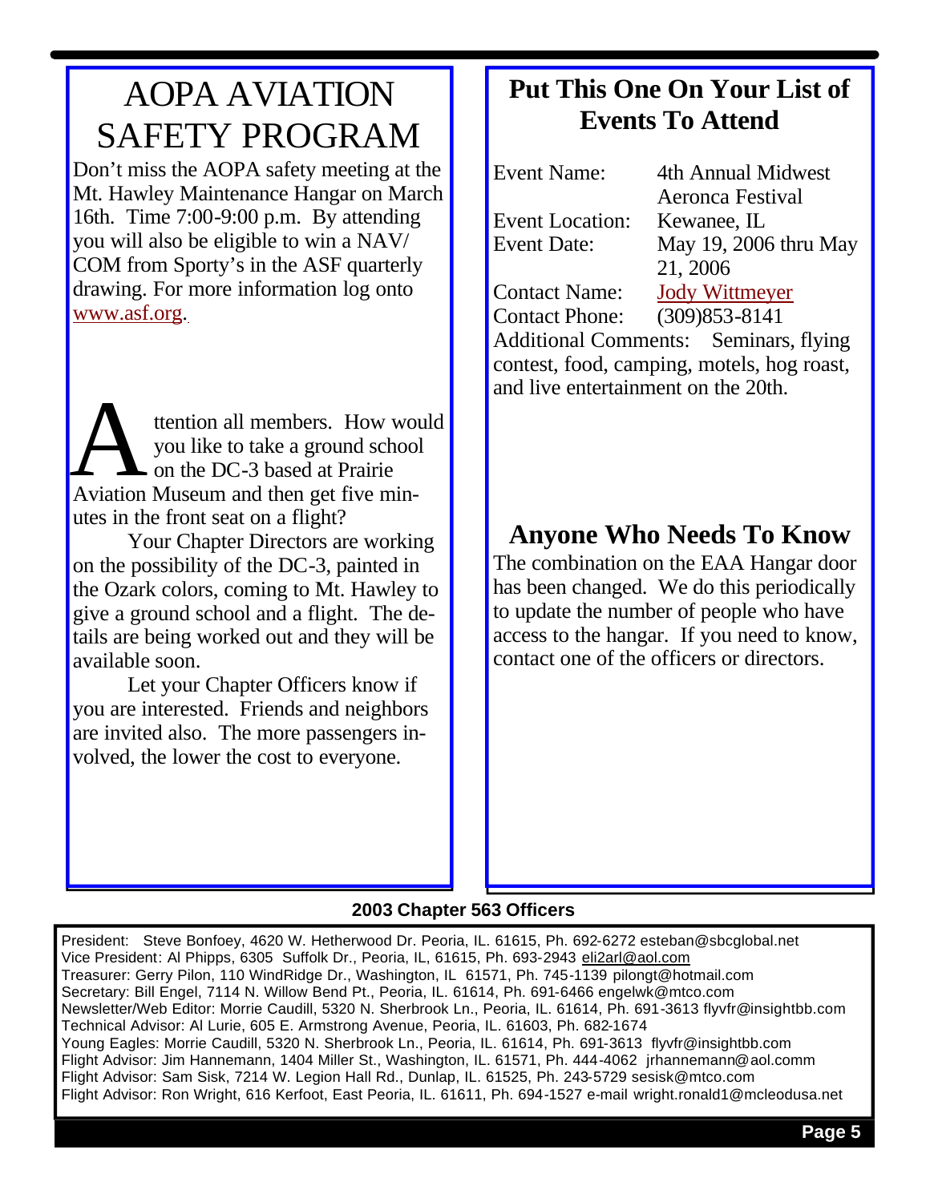# AOPA AVIATION SAFETY PROGRAM

Don't miss the AOPA safety meeting at the Mt. Hawley Maintenance Hangar on March 16th. Time 7:00-9:00 p.m. By attending you will also be eligible to win a NAV/COM from Sporty's in the ASF quarterly drawing. For more information log onto www.asf.org.

Attention all members. How would you like to take a ground school on the DC-3 based at Prairie Aviation Museum and then get five minutes in the front seat on a flight?

Your Chapter Directors are working on the possibility of the DC-3, painted in the Ozark colors, coming to Mt. Hawley to give a ground school and a flight. The details are being worked out and they will be available soon.

Let your Chapter Officers know if you are interested. Friends and neighbors are invited also. The more passengers involved, the lower the cost to everyone.

## Put This One On Your List of Events To Attend

| | |
|---|---|
| Event Name: | 4th Annual Midwest Aeronca Festival |
| Event Location: | Kewanee, IL |
| Event Date: | May 19, 2006 thru May 21, 2006 |
| Contact Name: | Jody Wittmeyer |
| Contact Phone: | (309)853-8141 |

Additional Comments: Seminars, flying contest, food, camping, motels, hog roast, and live entertainment on the 20th.

## Anyone Who Needs To Know

The combination on the EAA Hangar door has been changed. We do this periodically to update the number of people who have access to the hangar. If you need to know, contact one of the officers or directors.

### 2003 Chapter 563 Officers

President: Steve Bonfoey, 4620 W. Hetherwood Dr. Peoria, IL. 61615, Ph. 692-6272 esteban@sbcglobal.net
Vice President: Al Phipps, 6305 Suffolk Dr., Peoria, IL, 61615, Ph. 693-2943 eli2arl@aol.com
Treasurer: Gerry Pilon, 110 WindRidge Dr., Washington, IL 61571, Ph. 745-1139 pilongt@hotmail.com
Secretary: Bill Engel, 7114 N. Willow Bend Pt., Peoria, IL. 61614, Ph. 691-6466 engelwk@mtco.com
Newsletter/Web Editor: Morrie Caudill, 5320 N. Sherbrook Ln., Peoria, IL. 61614, Ph. 691-3613 flyvfr@insightbb.com
Technical Advisor: Al Lurie, 605 E. Armstrong Avenue, Peoria, IL. 61603, Ph. 682-1674
Young Eagles: Morrie Caudill, 5320 N. Sherbrook Ln., Peoria, IL. 61614, Ph. 691-3613 flyvfr@insightbb.com
Flight Advisor: Jim Hannemann, 1404 Miller St., Washington, IL. 61571, Ph. 444-4062 jrhannemann@aol.comm
Flight Advisor: Sam Sisk, 7214 W. Legion Hall Rd., Dunlap, IL. 61525, Ph. 243-5729 sesisk@mtco.com
Flight Advisor: Ron Wright, 616 Kerfoot, East Peoria, IL. 61611, Ph. 694-1527 e-mail wright.ronald1@mcleodusa.net